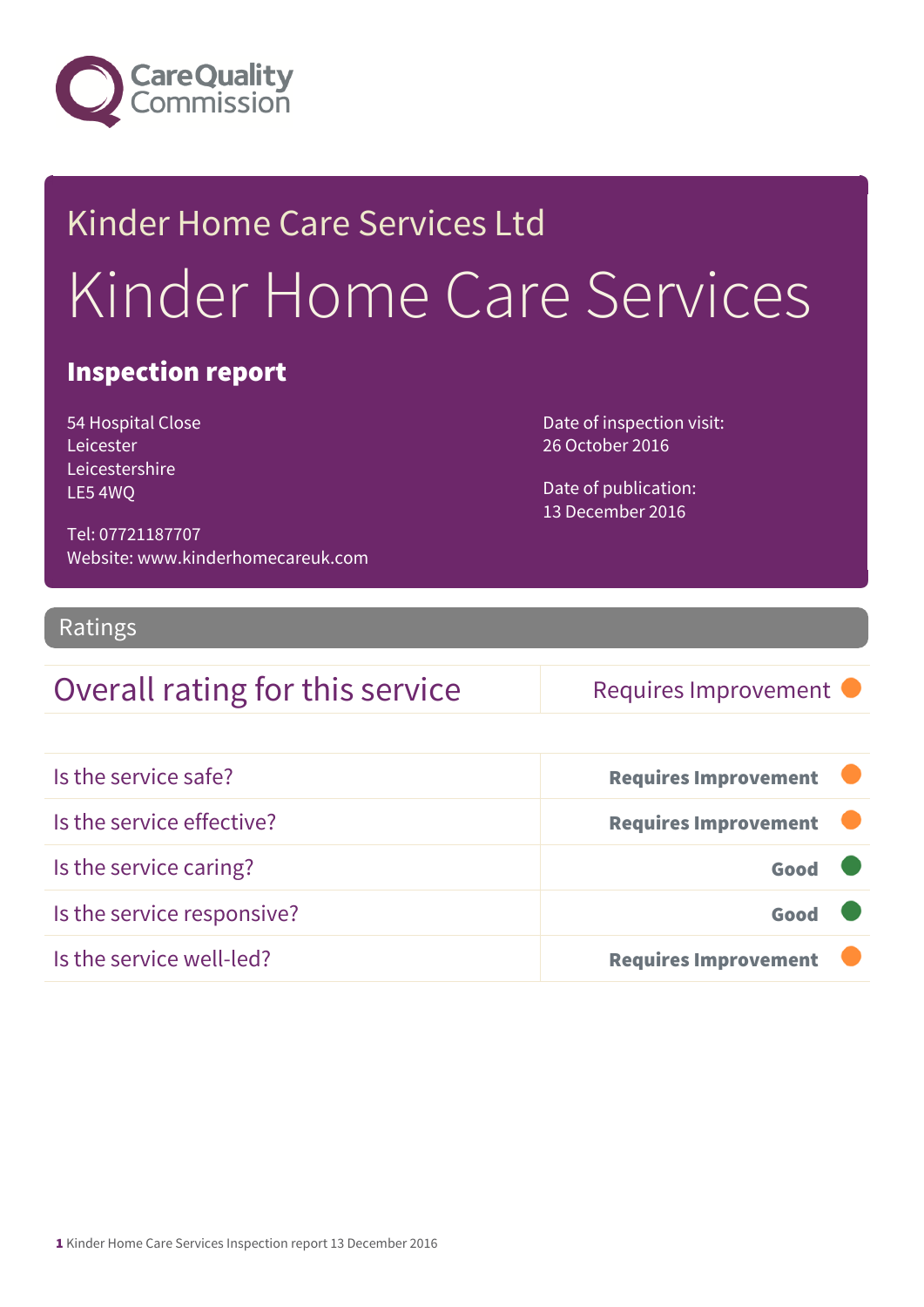Care Quality Commission

# Kinder Home Care Services Ltd

# Kinder Home Care Services

## Inspection report

54 Hospital Close
Leicester
Leicestershire
LE5 4WQ

Tel: 07721187707
Website: www.kinderhomecareuk.com

Date of inspection visit:
26 October 2016

Date of publication:
13 December 2016

## Ratings

| Overall rating for this service | Requires Improvement |
| --- | --- |

| Is the service safe? | **Requires Improvement** |
| --- | --- |
| Is the service effective? | **Requires Improvement** |
| Is the service caring? | **Good** |
| Is the service responsive? | **Good** |
| Is the service well-led? | **Requires Improvement** |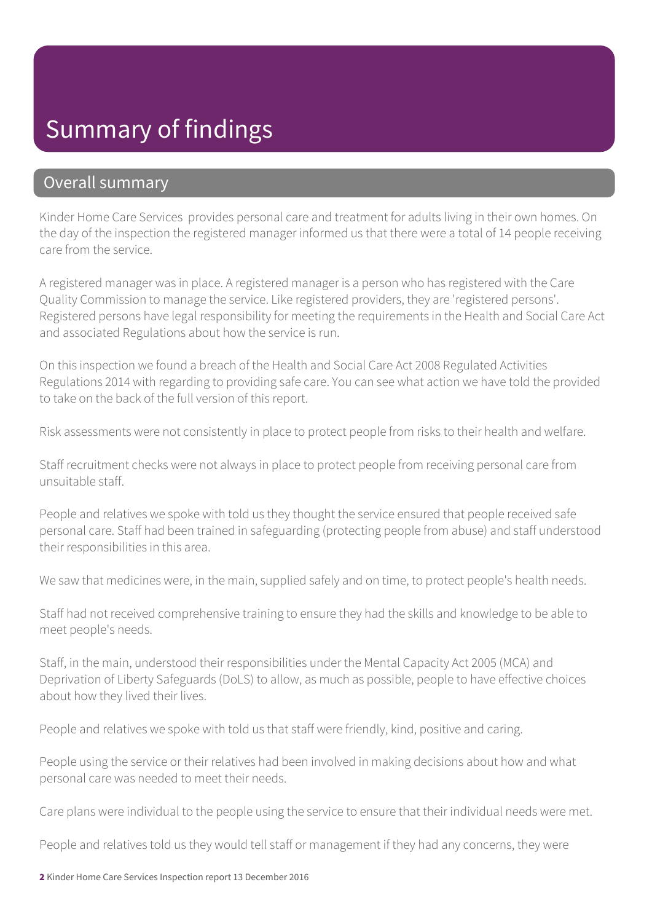# Summary of findings

## Overall summary

Kinder Home Care Services provides personal care and treatment for adults living in their own homes. On the day of the inspection the registered manager informed us that there were a total of 14 people receiving care from the service.

A registered manager was in place. A registered manager is a person who has registered with the Care Quality Commission to manage the service. Like registered providers, they are 'registered persons'. Registered persons have legal responsibility for meeting the requirements in the Health and Social Care Act and associated Regulations about how the service is run.

On this inspection we found a breach of the Health and Social Care Act 2008 Regulated Activities Regulations 2014 with regarding to providing safe care. You can see what action we have told the provided to take on the back of the full version of this report.

Risk assessments were not consistently in place to protect people from risks to their health and welfare.

Staff recruitment checks were not always in place to protect people from receiving personal care from unsuitable staff.

People and relatives we spoke with told us they thought the service ensured that people received safe personal care. Staff had been trained in safeguarding (protecting people from abuse) and staff understood their responsibilities in this area.

We saw that medicines were, in the main, supplied safely and on time, to protect people's health needs.

Staff had not received comprehensive training to ensure they had the skills and knowledge to be able to meet people's needs.

Staff, in the main, understood their responsibilities under the Mental Capacity Act 2005 (MCA) and Deprivation of Liberty Safeguards (DoLS) to allow, as much as possible, people to have effective choices about how they lived their lives.

People and relatives we spoke with told us that staff were friendly, kind, positive and caring.

People using the service or their relatives had been involved in making decisions about how and what personal care was needed to meet their needs.

Care plans were individual to the people using the service to ensure that their individual needs were met.

People and relatives told us they would tell staff or management if they had any concerns, they were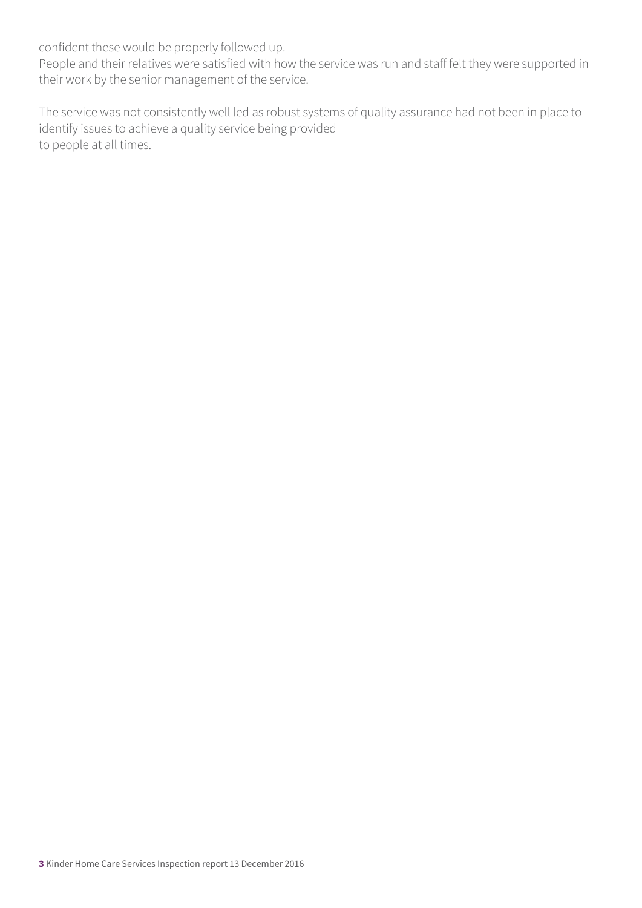confident these would be properly followed up.
People and their relatives were satisfied with how the service was run and staff felt they were supported in their work by the senior management of the service.

The service was not consistently well led as robust systems of quality assurance had not been in place to identify issues to achieve a quality service being provided
to people at all times.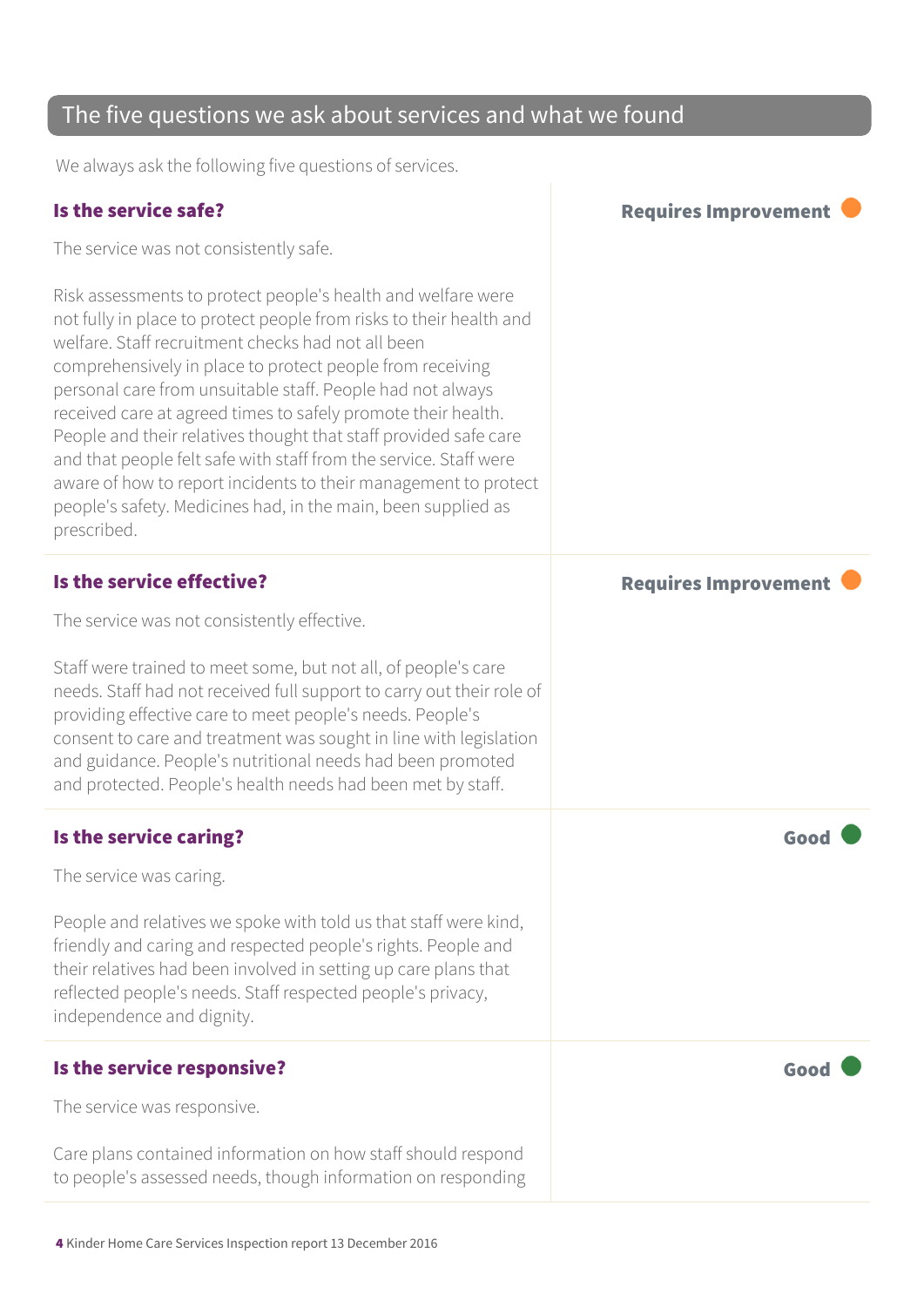## The five questions we ask about services and what we found

We always ask the following five questions of services.

### Is the service safe?

**Requires Improvement**

The service was not consistently safe.

Risk assessments to protect people's health and welfare were not fully in place to protect people from risks to their health and welfare. Staff recruitment checks had not all been comprehensively in place to protect people from receiving personal care from unsuitable staff. People had not always received care at agreed times to safely promote their health. People and their relatives thought that staff provided safe care and that people felt safe with staff from the service. Staff were aware of how to report incidents to their management to protect people's safety. Medicines had, in the main, been supplied as prescribed.

### Is the service effective?

**Requires Improvement**

The service was not consistently effective.

Staff were trained to meet some, but not all, of people's care needs. Staff had not received full support to carry out their role of providing effective care to meet people's needs. People's consent to care and treatment was sought in line with legislation and guidance. People's nutritional needs had been promoted and protected. People's health needs had been met by staff.

### Is the service caring?

**Good**

The service was caring.

People and relatives we spoke with told us that staff were kind, friendly and caring and respected people's rights. People and their relatives had been involved in setting up care plans that reflected people's needs. Staff respected people's privacy, independence and dignity.

### Is the service responsive?

**Good**

The service was responsive.

Care plans contained information on how staff should respond to people's assessed needs, though information on responding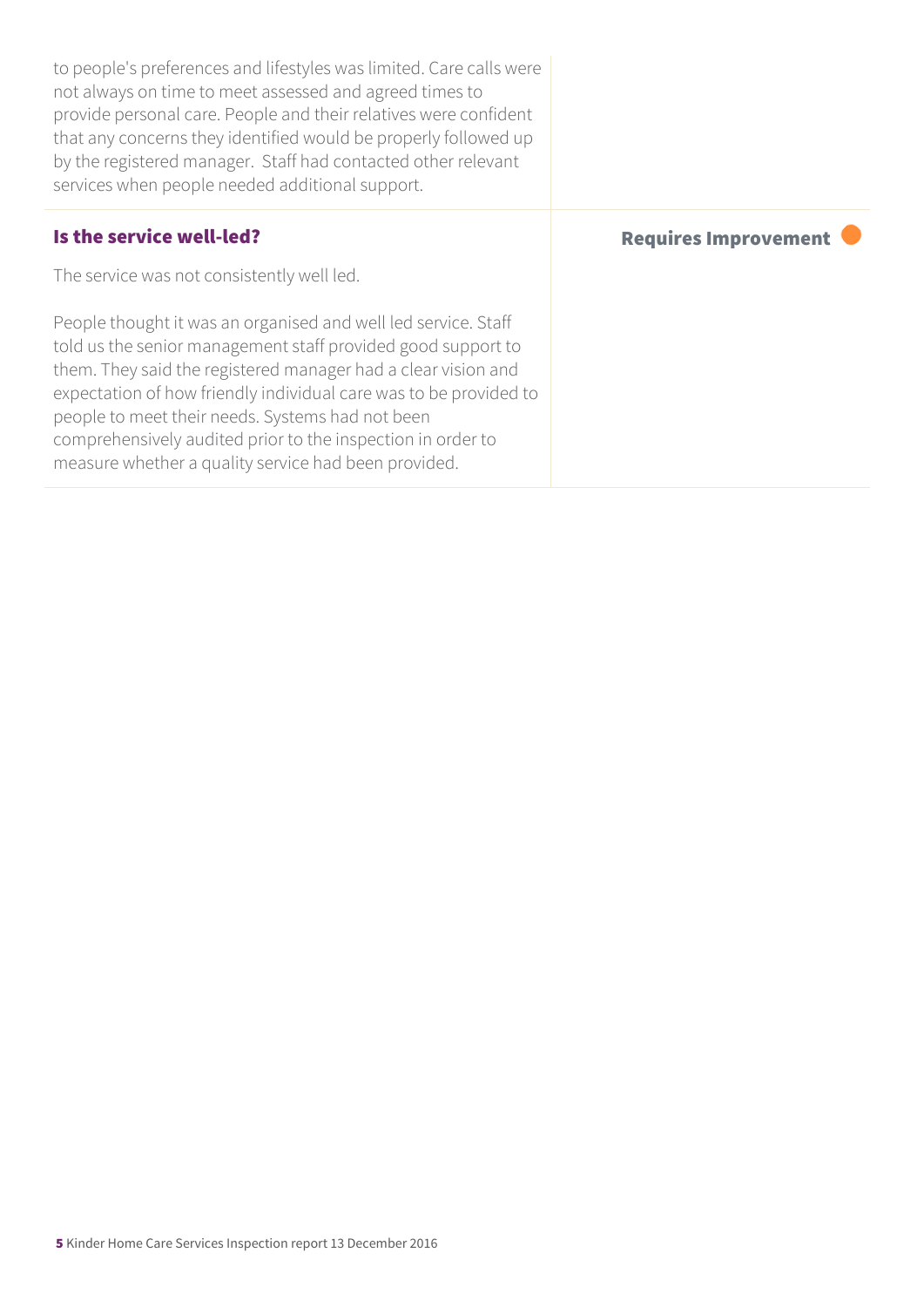to people's preferences and lifestyles was limited. Care calls were not always on time to meet assessed and agreed times to provide personal care. People and their relatives were confident that any concerns they identified would be properly followed up by the registered manager. Staff had contacted other relevant services when people needed additional support.

### Is the service well-led?

**Requires Improvement**

The service was not consistently well led.

People thought it was an organised and well led service. Staff told us the senior management staff provided good support to them. They said the registered manager had a clear vision and expectation of how friendly individual care was to be provided to people to meet their needs. Systems had not been comprehensively audited prior to the inspection in order to measure whether a quality service had been provided.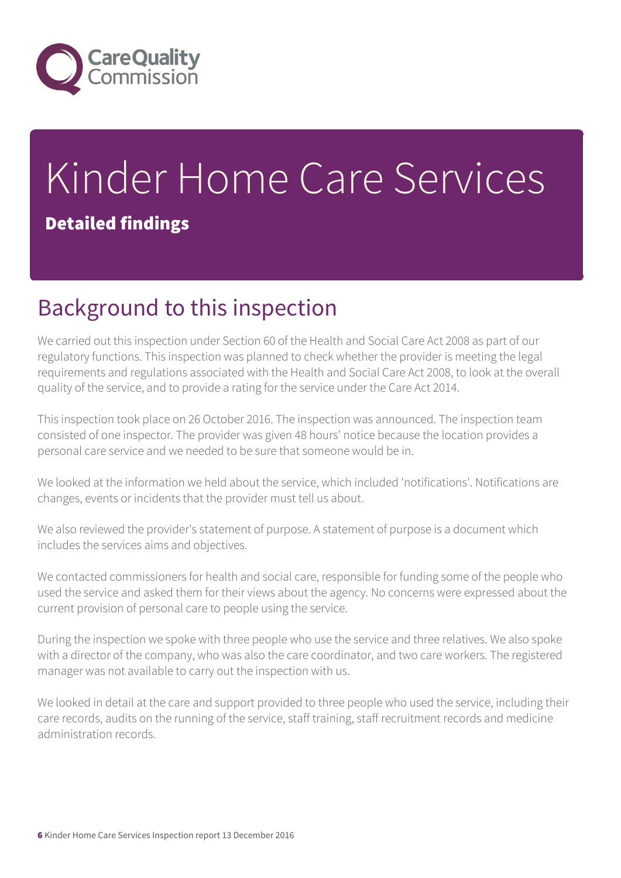# Kinder Home Care Services

**Detailed findings**

## Background to this inspection

We carried out this inspection under Section 60 of the Health and Social Care Act 2008 as part of our regulatory functions. This inspection was planned to check whether the provider is meeting the legal requirements and regulations associated with the Health and Social Care Act 2008, to look at the overall quality of the service, and to provide a rating for the service under the Care Act 2014.

This inspection took place on 26 October 2016. The inspection was announced. The inspection team consisted of one inspector. The provider was given 48 hours' notice because the location provides a personal care service and we needed to be sure that someone would be in.

We looked at the information we held about the service, which included 'notifications'. Notifications are changes, events or incidents that the provider must tell us about.

We also reviewed the provider's statement of purpose. A statement of purpose is a document which includes the services aims and objectives.

We contacted commissioners for health and social care, responsible for funding some of the people who used the service and asked them for their views about the agency. No concerns were expressed about the current provision of personal care to people using the service.

During the inspection we spoke with three people who use the service and three relatives. We also spoke with a director of the company, who was also the care coordinator, and two care workers. The registered manager was not available to carry out the inspection with us.

We looked in detail at the care and support provided to three people who used the service, including their care records, audits on the running of the service, staff training, staff recruitment records and medicine administration records.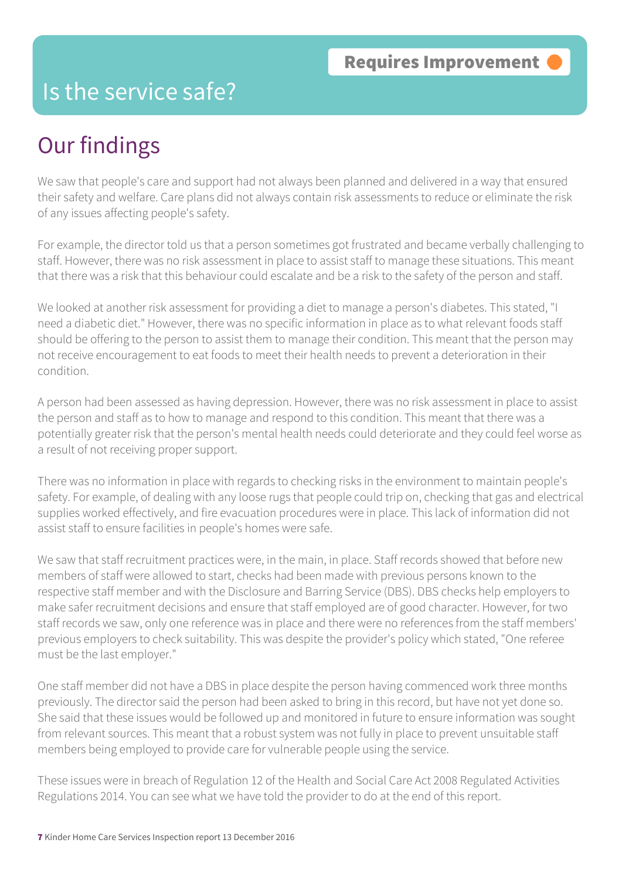# Is the service safe?

**Requires Improvement**

## Our findings

We saw that people's care and support had not always been planned and delivered in a way that ensured their safety and welfare. Care plans did not always contain risk assessments to reduce or eliminate the risk of any issues affecting people's safety.

For example, the director told us that a person sometimes got frustrated and became verbally challenging to staff. However, there was no risk assessment in place to assist staff to manage these situations. This meant that there was a risk that this behaviour could escalate and be a risk to the safety of the person and staff.

We looked at another risk assessment for providing a diet to manage a person's diabetes. This stated, "I need a diabetic diet." However, there was no specific information in place as to what relevant foods staff should be offering to the person to assist them to manage their condition. This meant that the person may not receive encouragement to eat foods to meet their health needs to prevent a deterioration in their condition.

A person had been assessed as having depression. However, there was no risk assessment in place to assist the person and staff as to how to manage and respond to this condition. This meant that there was a potentially greater risk that the person's mental health needs could deteriorate and they could feel worse as a result of not receiving proper support.

There was no information in place with regards to checking risks in the environment to maintain people's safety. For example, of dealing with any loose rugs that people could trip on, checking that gas and electrical supplies worked effectively, and fire evacuation procedures were in place. This lack of information did not assist staff to ensure facilities in people's homes were safe.

We saw that staff recruitment practices were, in the main, in place. Staff records showed that before new members of staff were allowed to start, checks had been made with previous persons known to the respective staff member and with the Disclosure and Barring Service (DBS). DBS checks help employers to make safer recruitment decisions and ensure that staff employed are of good character. However, for two staff records we saw, only one reference was in place and there were no references from the staff members' previous employers to check suitability. This was despite the provider's policy which stated, "One referee must be the last employer."

One staff member did not have a DBS in place despite the person having commenced work three months previously. The director said the person had been asked to bring in this record, but have not yet done so. She said that these issues would be followed up and monitored in future to ensure information was sought from relevant sources. This meant that a robust system was not fully in place to prevent unsuitable staff members being employed to provide care for vulnerable people using the service.

These issues were in breach of Regulation 12 of the Health and Social Care Act 2008 Regulated Activities Regulations 2014. You can see what we have told the provider to do at the end of this report.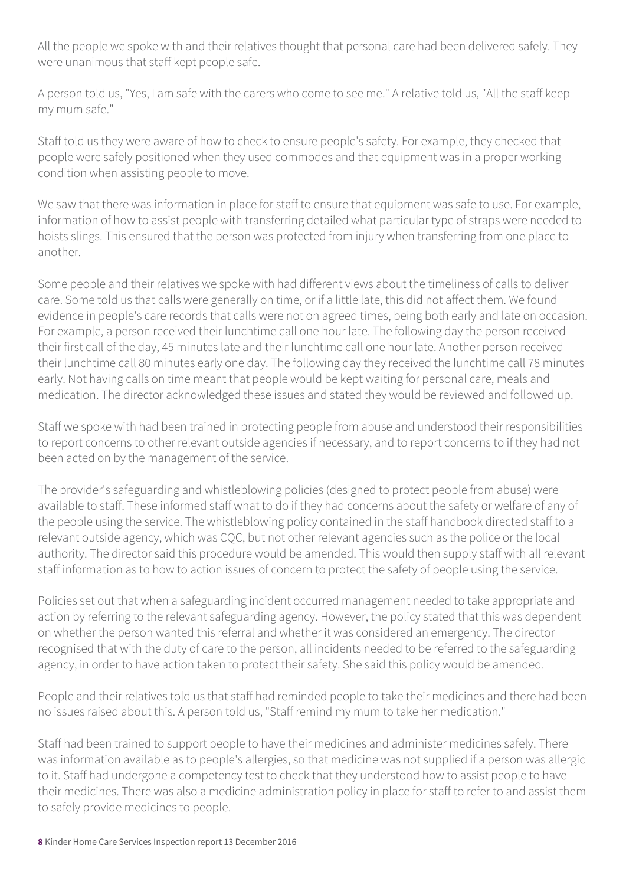All the people we spoke with and their relatives thought that personal care had been delivered safely. They were unanimous that staff kept people safe.

A person told us, "Yes, I am safe with the carers who come to see me." A relative told us, "All the staff keep my mum safe."

Staff told us they were aware of how to check to ensure people's safety. For example, they checked that people were safely positioned when they used commodes and that equipment was in a proper working condition when assisting people to move.

We saw that there was information in place for staff to ensure that equipment was safe to use. For example, information of how to assist people with transferring detailed what particular type of straps were needed to hoists slings. This ensured that the person was protected from injury when transferring from one place to another.

Some people and their relatives we spoke with had different views about the timeliness of calls to deliver care. Some told us that calls were generally on time, or if a little late, this did not affect them. We found evidence in people's care records that calls were not on agreed times, being both early and late on occasion. For example, a person received their lunchtime call one hour late. The following day the person received their first call of the day, 45 minutes late and their lunchtime call one hour late. Another person received their lunchtime call 80 minutes early one day. The following day they received the lunchtime call 78 minutes early. Not having calls on time meant that people would be kept waiting for personal care, meals and medication. The director acknowledged these issues and stated they would be reviewed and followed up.

Staff we spoke with had been trained in protecting people from abuse and understood their responsibilities to report concerns to other relevant outside agencies if necessary, and to report concerns to if they had not been acted on by the management of the service.

The provider's safeguarding and whistleblowing policies (designed to protect people from abuse) were available to staff. These informed staff what to do if they had concerns about the safety or welfare of any of the people using the service. The whistleblowing policy contained in the staff handbook directed staff to a relevant outside agency, which was CQC, but not other relevant agencies such as the police or the local authority. The director said this procedure would be amended. This would then supply staff with all relevant staff information as to how to action issues of concern to protect the safety of people using the service.

Policies set out that when a safeguarding incident occurred management needed to take appropriate and action by referring to the relevant safeguarding agency. However, the policy stated that this was dependent on whether the person wanted this referral and whether it was considered an emergency. The director recognised that with the duty of care to the person, all incidents needed to be referred to the safeguarding agency, in order to have action taken to protect their safety. She said this policy would be amended.

People and their relatives told us that staff had reminded people to take their medicines and there had been no issues raised about this. A person told us, "Staff remind my mum to take her medication."

Staff had been trained to support people to have their medicines and administer medicines safely. There was information available as to people's allergies, so that medicine was not supplied if a person was allergic to it. Staff had undergone a competency test to check that they understood how to assist people to have their medicines. There was also a medicine administration policy in place for staff to refer to and assist them to safely provide medicines to people.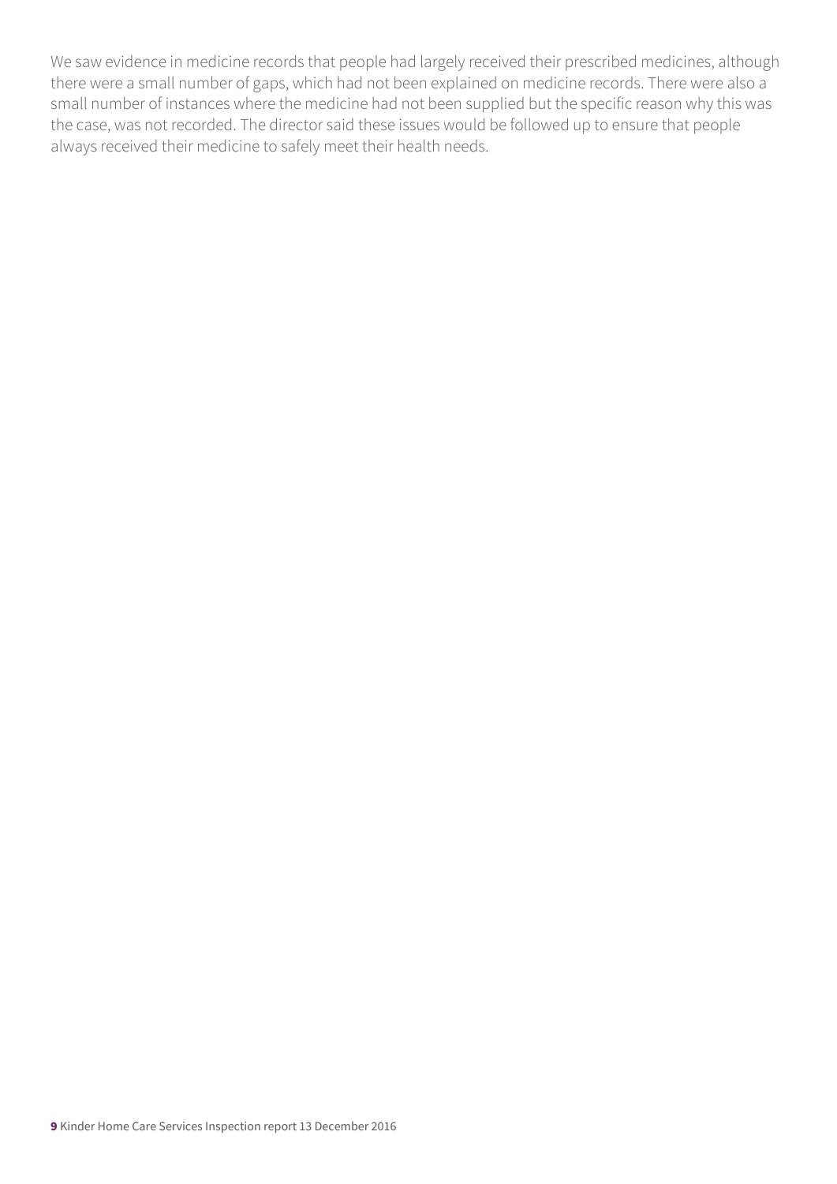We saw evidence in medicine records that people had largely received their prescribed medicines, although there were a small number of gaps, which had not been explained on medicine records. There were also a small number of instances where the medicine had not been supplied but the specific reason why this was the case, was not recorded. The director said these issues would be followed up to ensure that people always received their medicine to safely meet their health needs.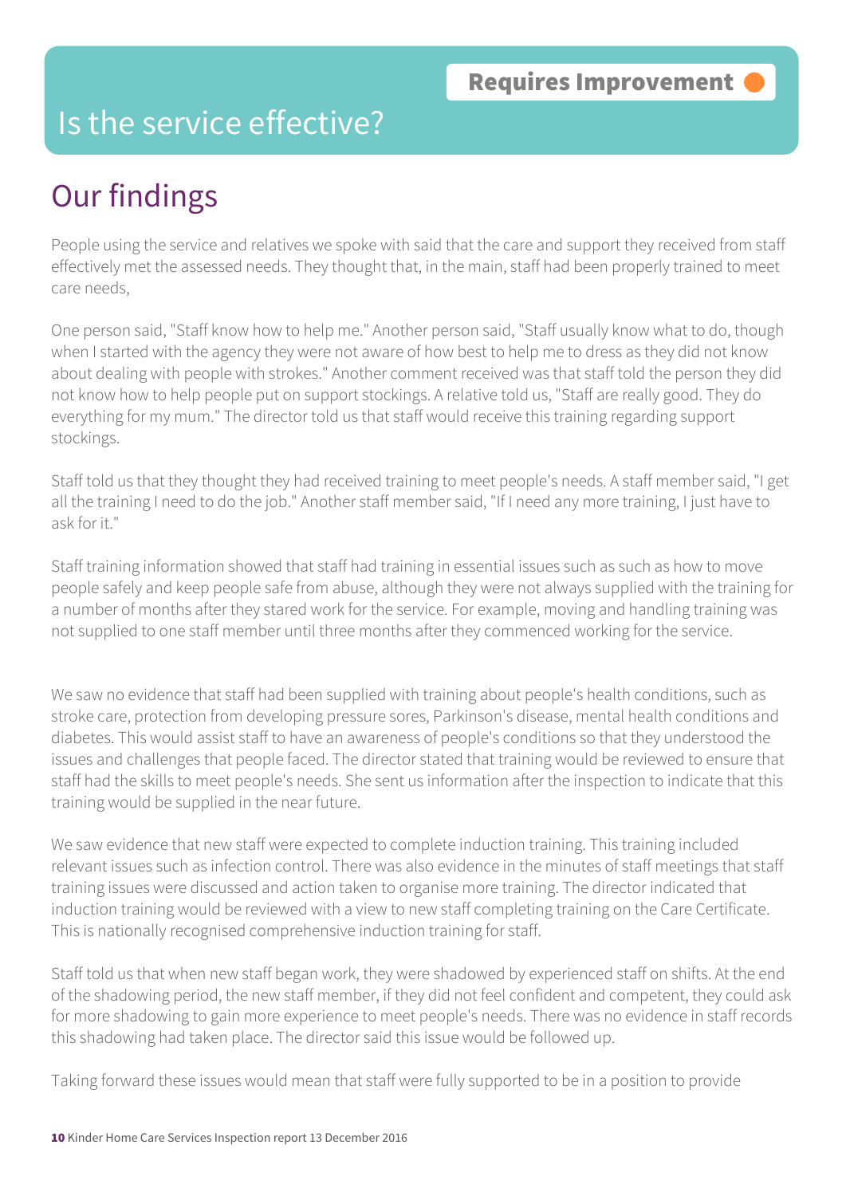Requires Improvement

# Is the service effective?

## Our findings

People using the service and relatives we spoke with said that the care and support they received from staff effectively met the assessed needs. They thought that, in the main, staff had been properly trained to meet care needs,

One person said, "Staff know how to help me." Another person said, "Staff usually know what to do, though when I started with the agency they were not aware of how best to help me to dress as they did not know about dealing with people with strokes." Another comment received was that staff told the person they did not know how to help people put on support stockings. A relative told us, "Staff are really good. They do everything for my mum." The director told us that staff would receive this training regarding support stockings.

Staff told us that they thought they had received training to meet people's needs. A staff member said, "I get all the training I need to do the job." Another staff member said, "If I need any more training, I just have to ask for it."

Staff training information showed that staff had training in essential issues such as such as how to move people safely and keep people safe from abuse, although they were not always supplied with the training for a number of months after they stared work for the service. For example, moving and handling training was not supplied to one staff member until three months after they commenced working for the service.

We saw no evidence that staff had been supplied with training about people's health conditions, such as stroke care, protection from developing pressure sores, Parkinson's disease, mental health conditions and diabetes. This would assist staff to have an awareness of people's conditions so that they understood the issues and challenges that people faced. The director stated that training would be reviewed to ensure that staff had the skills to meet people's needs. She sent us information after the inspection to indicate that this training would be supplied in the near future.

We saw evidence that new staff were expected to complete induction training. This training included relevant issues such as infection control. There was also evidence in the minutes of staff meetings that staff training issues were discussed and action taken to organise more training. The director indicated that induction training would be reviewed with a view to new staff completing training on the Care Certificate. This is nationally recognised comprehensive induction training for staff.

Staff told us that when new staff began work, they were shadowed by experienced staff on shifts. At the end of the shadowing period, the new staff member, if they did not feel confident and competent, they could ask for more shadowing to gain more experience to meet people's needs. There was no evidence in staff records this shadowing had taken place. The director said this issue would be followed up.

Taking forward these issues would mean that staff were fully supported to be in a position to provide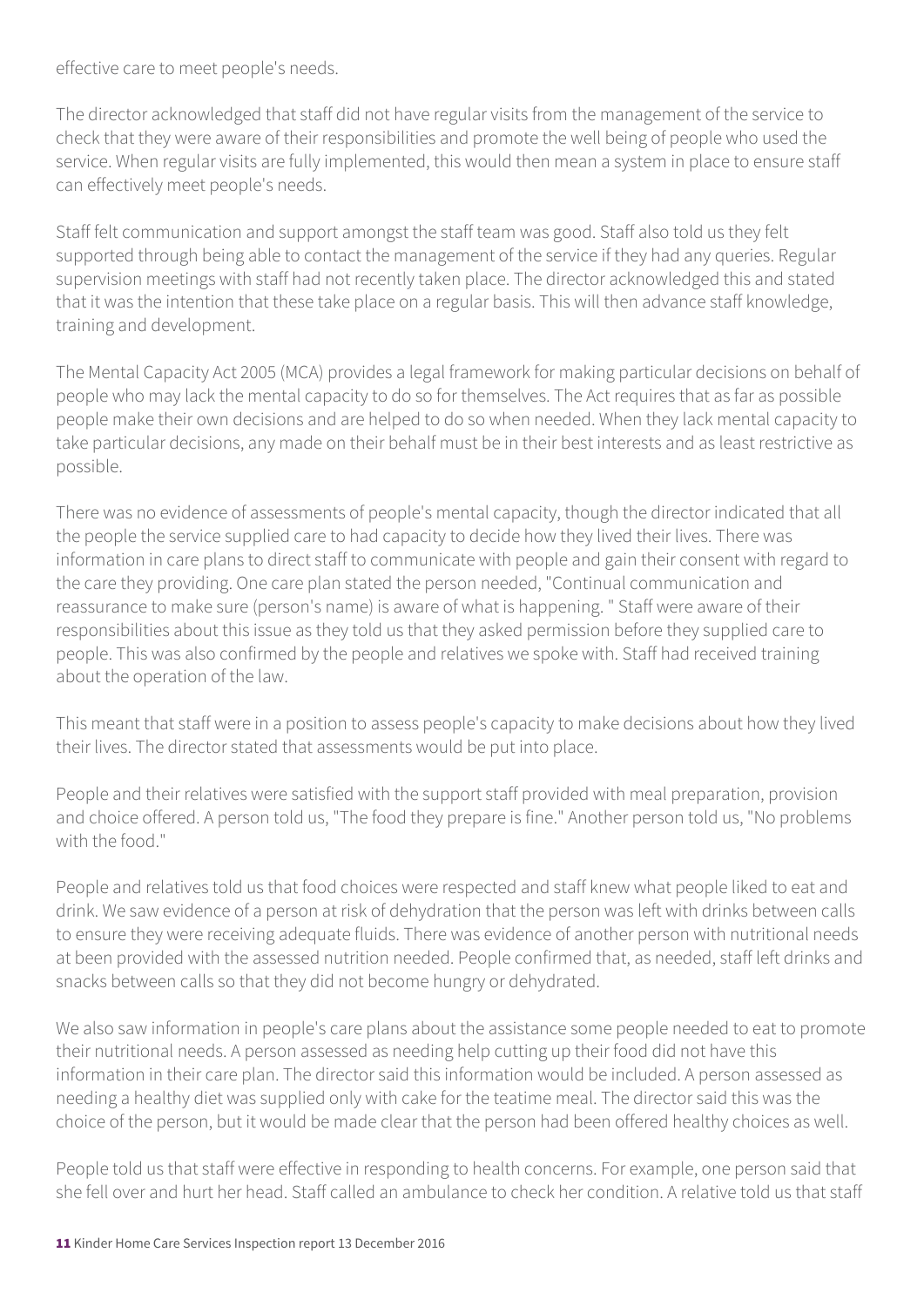effective care to meet people's needs.

The director acknowledged that staff did not have regular visits from the management of the service to check that they were aware of their responsibilities and promote the well being of people who used the service. When regular visits are fully implemented, this would then mean a system in place to ensure staff can effectively meet people's needs.

Staff felt communication and support amongst the staff team was good. Staff also told us they felt supported through being able to contact the management of the service if they had any queries. Regular supervision meetings with staff had not recently taken place. The director acknowledged this and stated that it was the intention that these take place on a regular basis. This will then advance staff knowledge, training and development.

The Mental Capacity Act 2005 (MCA) provides a legal framework for making particular decisions on behalf of people who may lack the mental capacity to do so for themselves. The Act requires that as far as possible people make their own decisions and are helped to do so when needed. When they lack mental capacity to take particular decisions, any made on their behalf must be in their best interests and as least restrictive as possible.

There was no evidence of assessments of people's mental capacity, though the director indicated that all the people the service supplied care to had capacity to decide how they lived their lives. There was information in care plans to direct staff to communicate with people and gain their consent with regard to the care they providing. One care plan stated the person needed, "Continual communication and reassurance to make sure (person's name) is aware of what is happening. " Staff were aware of their responsibilities about this issue as they told us that they asked permission before they supplied care to people. This was also confirmed by the people and relatives we spoke with. Staff had received training about the operation of the law.

This meant that staff were in a position to assess people's capacity to make decisions about how they lived their lives. The director stated that assessments would be put into place.

People and their relatives were satisfied with the support staff provided with meal preparation, provision and choice offered. A person told us, "The food they prepare is fine." Another person told us, "No problems with the food."

People and relatives told us that food choices were respected and staff knew what people liked to eat and drink. We saw evidence of a person at risk of dehydration that the person was left with drinks between calls to ensure they were receiving adequate fluids. There was evidence of another person with nutritional needs at been provided with the assessed nutrition needed. People confirmed that, as needed, staff left drinks and snacks between calls so that they did not become hungry or dehydrated.

We also saw information in people's care plans about the assistance some people needed to eat to promote their nutritional needs. A person assessed as needing help cutting up their food did not have this information in their care plan. The director said this information would be included. A person assessed as needing a healthy diet was supplied only with cake for the teatime meal. The director said this was the choice of the person, but it would be made clear that the person had been offered healthy choices as well.

People told us that staff were effective in responding to health concerns. For example, one person said that she fell over and hurt her head. Staff called an ambulance to check her condition. A relative told us that staff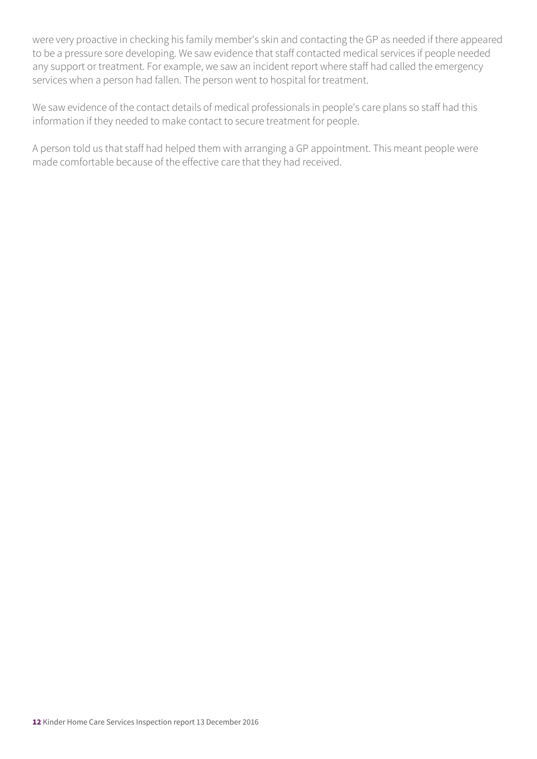were very proactive in checking his family member's skin and contacting the GP as needed if there appeared to be a pressure sore developing. We saw evidence that staff contacted medical services if people needed any support or treatment. For example, we saw an incident report where staff had called the emergency services when a person had fallen. The person went to hospital for treatment.

We saw evidence of the contact details of medical professionals in people's care plans so staff had this information if they needed to make contact to secure treatment for people.

A person told us that staff had helped them with arranging a GP appointment. This meant people were made comfortable because of the effective care that they had received.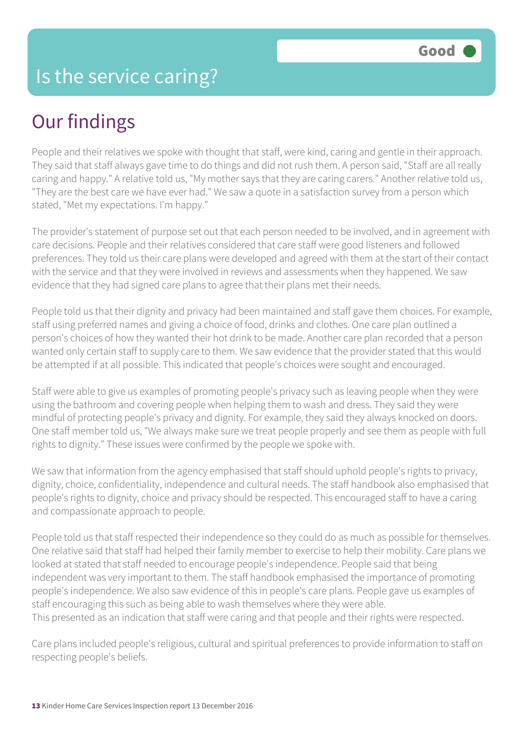# Is the service caring?

Good

## Our findings

People and their relatives we spoke with thought that staff, were kind, caring and gentle in their approach. They said that staff always gave time to do things and did not rush them. A person said, "Staff are all really caring and happy." A relative told us, "My mother says that they are caring carers." Another relative told us, "They are the best care we have ever had." We saw a quote in a satisfaction survey from a person which stated, "Met my expectations. I'm happy."

The provider's statement of purpose set out that each person needed to be involved, and in agreement with care decisions. People and their relatives considered that care staff were good listeners and followed preferences. They told us their care plans were developed and agreed with them at the start of their contact with the service and that they were involved in reviews and assessments when they happened. We saw evidence that they had signed care plans to agree that their plans met their needs.

People told us that their dignity and privacy had been maintained and staff gave them choices. For example, staff using preferred names and giving a choice of food, drinks and clothes. One care plan outlined a person's choices of how they wanted their hot drink to be made. Another care plan recorded that a person wanted only certain staff to supply care to them. We saw evidence that the provider stated that this would be attempted if at all possible. This indicated that people's choices were sought and encouraged.

Staff were able to give us examples of promoting people's privacy such as leaving people when they were using the bathroom and covering people when helping them to wash and dress. They said they were mindful of protecting people's privacy and dignity. For example, they said they always knocked on doors. One staff member told us, "We always make sure we treat people properly and see them as people with full rights to dignity." These issues were confirmed by the people we spoke with.

We saw that information from the agency emphasised that staff should uphold people's rights to privacy, dignity, choice, confidentiality, independence and cultural needs. The staff handbook also emphasised that people's rights to dignity, choice and privacy should be respected. This encouraged staff to have a caring and compassionate approach to people.

People told us that staff respected their independence so they could do as much as possible for themselves. One relative said that staff had helped their family member to exercise to help their mobility. Care plans we looked at stated that staff needed to encourage people's independence. People said that being independent was very important to them. The staff handbook emphasised the importance of promoting people's independence. We also saw evidence of this in people's care plans. People gave us examples of staff encouraging this such as being able to wash themselves where they were able.
This presented as an indication that staff were caring and that people and their rights were respected.

Care plans included people's religious, cultural and spiritual preferences to provide information to staff on respecting people's beliefs.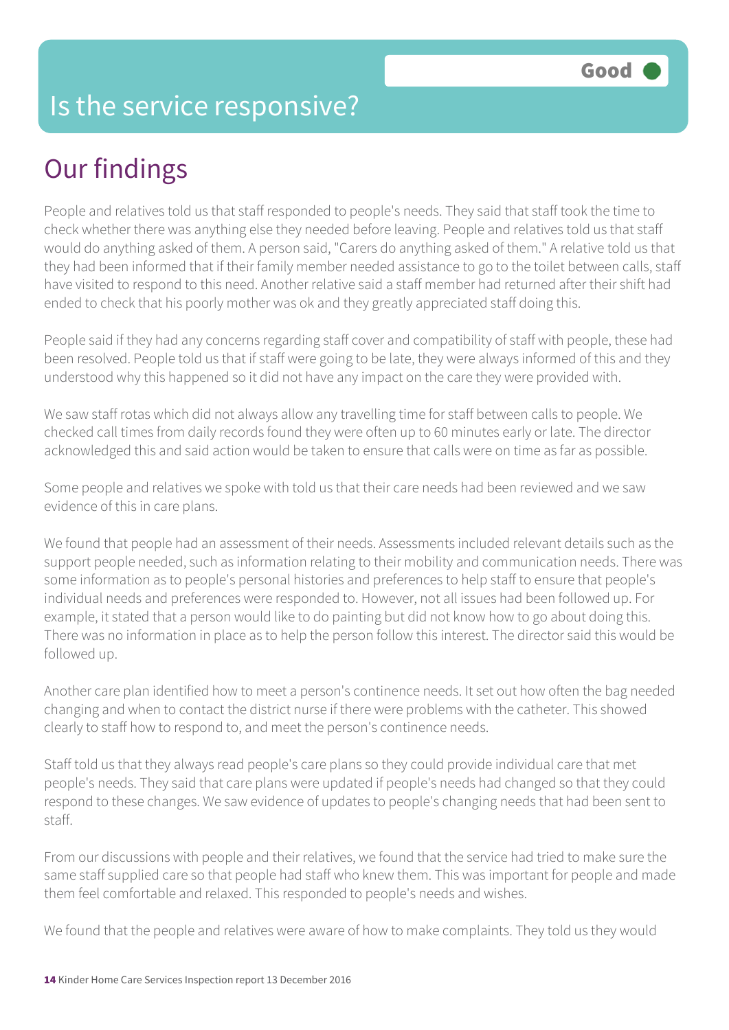# Is the service responsive?

Good

## Our findings

People and relatives told us that staff responded to people's needs. They said that staff took the time to check whether there was anything else they needed before leaving. People and relatives told us that staff would do anything asked of them. A person said, "Carers do anything asked of them." A relative told us that they had been informed that if their family member needed assistance to go to the toilet between calls, staff have visited to respond to this need. Another relative said a staff member had returned after their shift had ended to check that his poorly mother was ok and they greatly appreciated staff doing this.

People said if they had any concerns regarding staff cover and compatibility of staff with people, these had been resolved. People told us that if staff were going to be late, they were always informed of this and they understood why this happened so it did not have any impact on the care they were provided with.

We saw staff rotas which did not always allow any travelling time for staff between calls to people. We checked call times from daily records found they were often up to 60 minutes early or late. The director acknowledged this and said action would be taken to ensure that calls were on time as far as possible.

Some people and relatives we spoke with told us that their care needs had been reviewed and we saw evidence of this in care plans.

We found that people had an assessment of their needs. Assessments included relevant details such as the support people needed, such as information relating to their mobility and communication needs. There was some information as to people's personal histories and preferences to help staff to ensure that people's individual needs and preferences were responded to. However, not all issues had been followed up. For example, it stated that a person would like to do painting but did not know how to go about doing this. There was no information in place as to help the person follow this interest. The director said this would be followed up.

Another care plan identified how to meet a person's continence needs. It set out how often the bag needed changing and when to contact the district nurse if there were problems with the catheter. This showed clearly to staff how to respond to, and meet the person's continence needs.

Staff told us that they always read people's care plans so they could provide individual care that met people's needs. They said that care plans were updated if people's needs had changed so that they could respond to these changes. We saw evidence of updates to people's changing needs that had been sent to staff.

From our discussions with people and their relatives, we found that the service had tried to make sure the same staff supplied care so that people had staff who knew them. This was important for people and made them feel comfortable and relaxed. This responded to people's needs and wishes.

We found that the people and relatives were aware of how to make complaints. They told us they would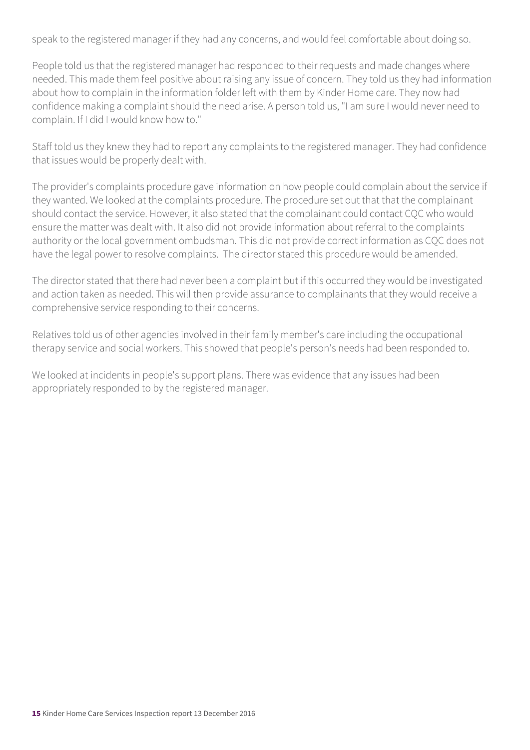speak to the registered manager if they had any concerns, and would feel comfortable about doing so.

People told us that the registered manager had responded to their requests and made changes where needed. This made them feel positive about raising any issue of concern. They told us they had information about how to complain in the information folder left with them by Kinder Home care. They now had confidence making a complaint should the need arise. A person told us, "I am sure I would never need to complain. If I did I would know how to."

Staff told us they knew they had to report any complaints to the registered manager. They had confidence that issues would be properly dealt with.

The provider's complaints procedure gave information on how people could complain about the service if they wanted. We looked at the complaints procedure. The procedure set out that that the complainant should contact the service. However, it also stated that the complainant could contact CQC who would ensure the matter was dealt with. It also did not provide information about referral to the complaints authority or the local government ombudsman. This did not provide correct information as CQC does not have the legal power to resolve complaints. The director stated this procedure would be amended.

The director stated that there had never been a complaint but if this occurred they would be investigated and action taken as needed. This will then provide assurance to complainants that they would receive a comprehensive service responding to their concerns.

Relatives told us of other agencies involved in their family member's care including the occupational therapy service and social workers. This showed that people's person's needs had been responded to.

We looked at incidents in people's support plans. There was evidence that any issues had been appropriately responded to by the registered manager.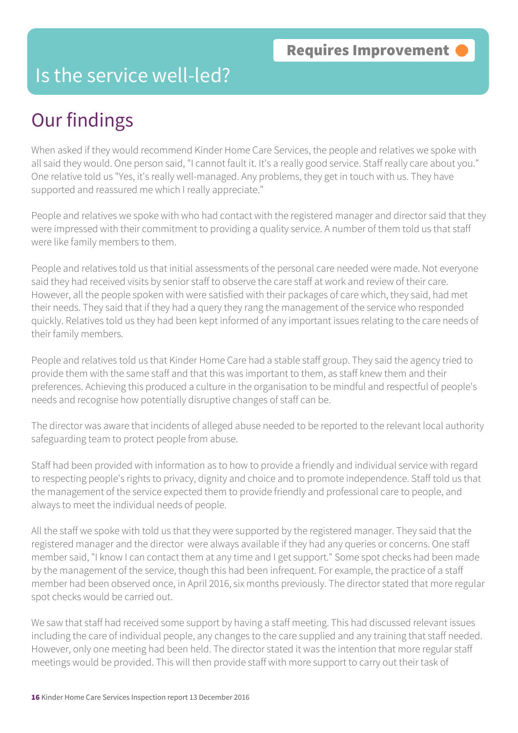**Requires Improvement**

# Is the service well-led?

## Our findings

When asked if they would recommend Kinder Home Care Services, the people and relatives we spoke with all said they would. One person said, "I cannot fault it. It's a really good service. Staff really care about you." One relative told us "Yes, it's really well-managed. Any problems, they get in touch with us. They have supported and reassured me which I really appreciate."

People and relatives we spoke with who had contact with the registered manager and director said that they were impressed with their commitment to providing a quality service. A number of them told us that staff were like family members to them.

People and relatives told us that initial assessments of the personal care needed were made. Not everyone said they had received visits by senior staff to observe the care staff at work and review of their care. However, all the people spoken with were satisfied with their packages of care which, they said, had met their needs. They said that if they had a query they rang the management of the service who responded quickly. Relatives told us they had been kept informed of any important issues relating to the care needs of their family members.

People and relatives told us that Kinder Home Care had a stable staff group. They said the agency tried to provide them with the same staff and that this was important to them, as staff knew them and their preferences. Achieving this produced a culture in the organisation to be mindful and respectful of people's needs and recognise how potentially disruptive changes of staff can be.

The director was aware that incidents of alleged abuse needed to be reported to the relevant local authority safeguarding team to protect people from abuse.

Staff had been provided with information as to how to provide a friendly and individual service with regard to respecting people's rights to privacy, dignity and choice and to promote independence. Staff told us that the management of the service expected them to provide friendly and professional care to people, and always to meet the individual needs of people.

All the staff we spoke with told us that they were supported by the registered manager. They said that the registered manager and the director were always available if they had any queries or concerns. One staff member said, "I know I can contact them at any time and I get support." Some spot checks had been made by the management of the service, though this had been infrequent. For example, the practice of a staff member had been observed once, in April 2016, six months previously. The director stated that more regular spot checks would be carried out.

We saw that staff had received some support by having a staff meeting. This had discussed relevant issues including the care of individual people, any changes to the care supplied and any training that staff needed. However, only one meeting had been held. The director stated it was the intention that more regular staff meetings would be provided. This will then provide staff with more support to carry out their task of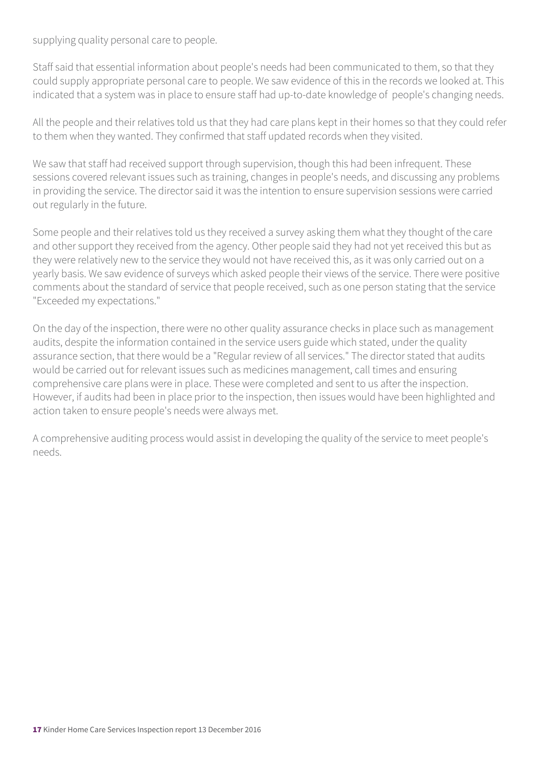supplying quality personal care to people.

Staff said that essential information about people's needs had been communicated to them, so that they could supply appropriate personal care to people. We saw evidence of this in the records we looked at. This indicated that a system was in place to ensure staff had up-to-date knowledge of people's changing needs.

All the people and their relatives told us that they had care plans kept in their homes so that they could refer to them when they wanted. They confirmed that staff updated records when they visited.

We saw that staff had received support through supervision, though this had been infrequent. These sessions covered relevant issues such as training, changes in people's needs, and discussing any problems in providing the service. The director said it was the intention to ensure supervision sessions were carried out regularly in the future.

Some people and their relatives told us they received a survey asking them what they thought of the care and other support they received from the agency. Other people said they had not yet received this but as they were relatively new to the service they would not have received this, as it was only carried out on a yearly basis. We saw evidence of surveys which asked people their views of the service. There were positive comments about the standard of service that people received, such as one person stating that the service "Exceeded my expectations."

On the day of the inspection, there were no other quality assurance checks in place such as management audits, despite the information contained in the service users guide which stated, under the quality assurance section, that there would be a "Regular review of all services." The director stated that audits would be carried out for relevant issues such as medicines management, call times and ensuring comprehensive care plans were in place. These were completed and sent to us after the inspection. However, if audits had been in place prior to the inspection, then issues would have been highlighted and action taken to ensure people's needs were always met.

A comprehensive auditing process would assist in developing the quality of the service to meet people's needs.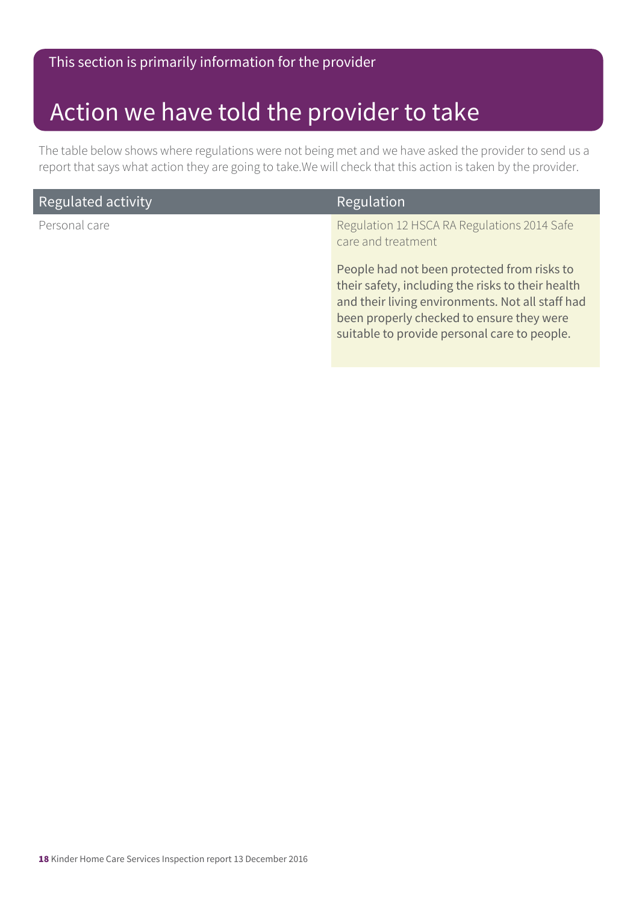This section is primarily information for the provider

# Action we have told the provider to take

The table below shows where regulations were not being met and we have asked the provider to send us a report that says what action they are going to take.We will check that this action is taken by the provider.

| Regulated activity | Regulation |
|---|---|
| Personal care | Regulation 12 HSCA RA Regulations 2014 Safe care and treatment<br><br>People had not been protected from risks to their safety, including the risks to their health and their living environments. Not all staff had been properly checked to ensure they were suitable to provide personal care to people. |